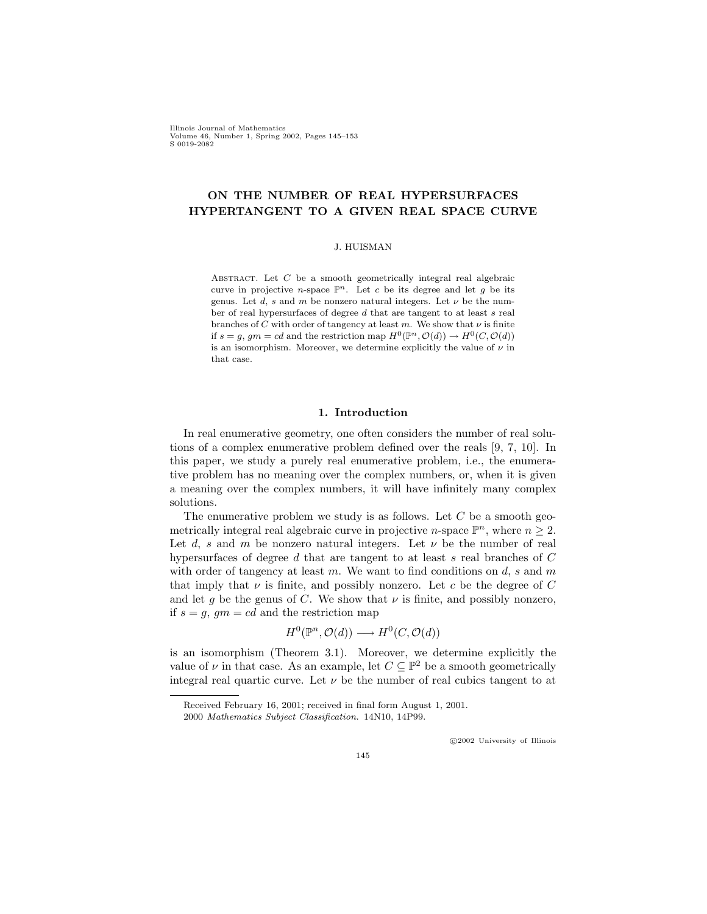# ON THE NUMBER OF REAL HYPERSURFACES HYPERTANGENT TO A GIVEN REAL SPACE CURVE

J. HUISMAN

Abstract. Let $C$ be a smooth geometrically integral real algebraic curve in projective $n$-space $\mathbb{P}^n$. Let $c$ be its degree and let $g$ be its genus. Let $d$, $s$ and $m$ be nonzero natural integers. Let $\nu$ be the number of real hypersurfaces of degree $d$ that are tangent to at least $s$ real branches of $C$ with order of tangency at least $m$. We show that $\nu$ is finite if $s = g$, $gm = cd$ and the restriction map $H^0(\mathbb{P}^n, \mathcal{O}(d)) \to H^0(C, \mathcal{O}(d))$ is an isomorphism. Moreover, we determine explicitly the value of $\nu$ in that case.

## 1. Introduction

In real enumerative geometry, one often considers the number of real solutions of a complex enumerative problem defined over the reals [9, 7, 10]. In this paper, we study a purely real enumerative problem, i.e., the enumerative problem has no meaning over the complex numbers, or, when it is given a meaning over the complex numbers, it will have infinitely many complex solutions.

The enumerative problem we study is as follows. Let $C$ be a smooth geometrically integral real algebraic curve in projective $n$-space $\mathbb{P}^n$, where $n \geq 2$. Let $d$, $s$ and $m$ be nonzero natural integers. Let $\nu$ be the number of real hypersurfaces of degree $d$ that are tangent to at least $s$ real branches of $C$ with order of tangency at least $m$. We want to find conditions on $d$, $s$ and $m$ that imply that $\nu$ is finite, and possibly nonzero. Let $c$ be the degree of $C$ and let $g$ be the genus of $C$. We show that $\nu$ is finite, and possibly nonzero, if $s = g$, $gm = cd$ and the restriction map

$$H^0(\mathbb{P}^n, \mathcal{O}(d)) \longrightarrow H^0(C, \mathcal{O}(d))$$

is an isomorphism (Theorem 3.1). Moreover, we determine explicitly the value of $\nu$ in that case. As an example, let $C \subseteq \mathbb{P}^2$ be a smooth geometrically integral real quartic curve. Let $\nu$ be the number of real cubics tangent to at

Received February 16, 2001; received in final form August 1, 2001.

2000 *Mathematics Subject Classification.* 14N10, 14P99.

©2002 University of Illinois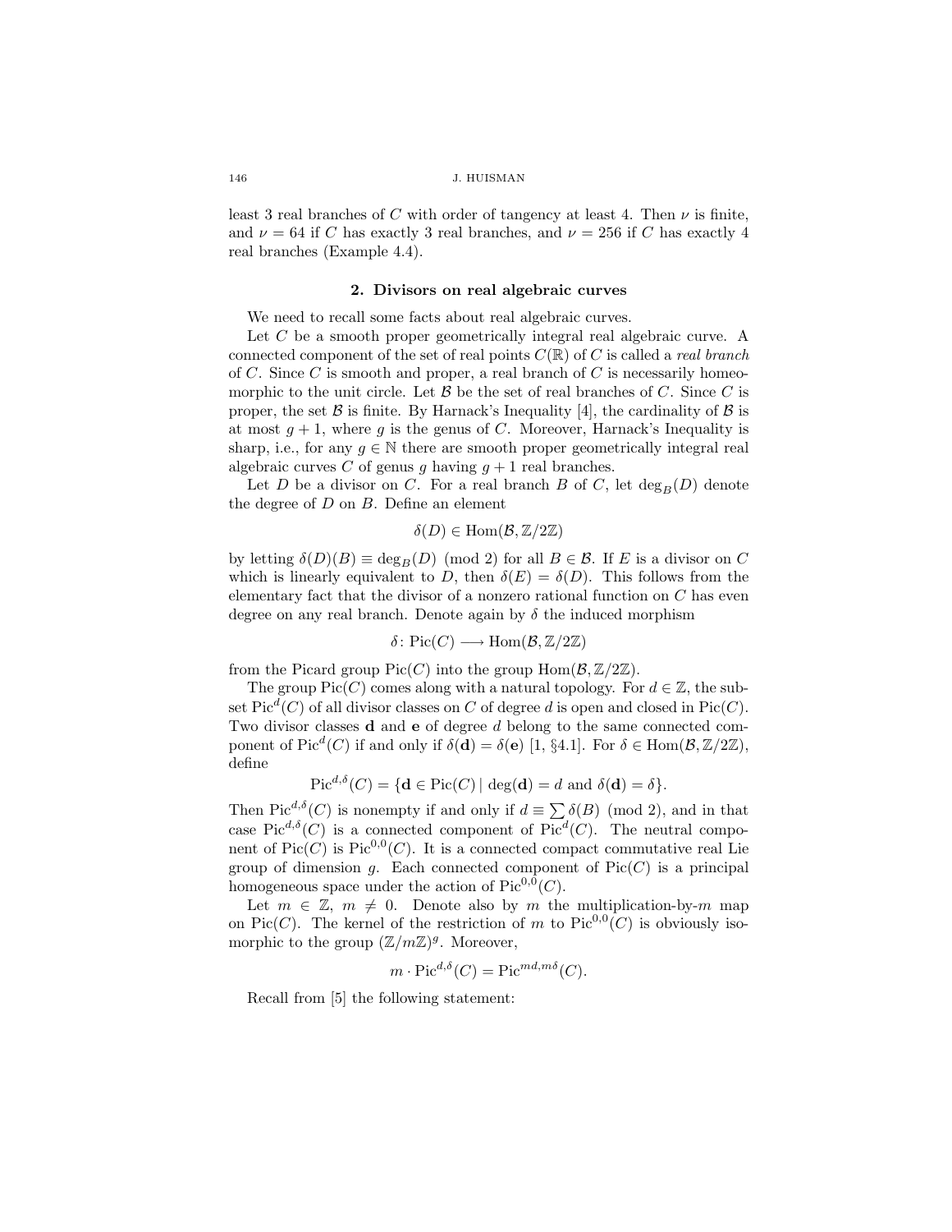least 3 real branches of $C$ with order of tangency at least 4. Then $\nu$ is finite, and $\nu = 64$ if $C$ has exactly 3 real branches, and $\nu = 256$ if $C$ has exactly 4 real branches (Example 4.4).

## 2. Divisors on real algebraic curves

We need to recall some facts about real algebraic curves.

Let $C$ be a smooth proper geometrically integral real algebraic curve. A connected component of the set of real points $C(\mathbb{R})$ of $C$ is called a *real branch* of $C$. Since $C$ is smooth and proper, a real branch of $C$ is necessarily homeomorphic to the unit circle. Let $\mathcal{B}$ be the set of real branches of $C$. Since $C$ is proper, the set $\mathcal{B}$ is finite. By Harnack's Inequality [4], the cardinality of $\mathcal{B}$ is at most $g+1$, where $g$ is the genus of $C$. Moreover, Harnack's Inequality is sharp, i.e., for any $g \in \mathbb{N}$ there are smooth proper geometrically integral real algebraic curves $C$ of genus $g$ having $g+1$ real branches.

Let $D$ be a divisor on $C$. For a real branch $B$ of $C$, let $\deg_B(D)$ denote the degree of $D$ on $B$. Define an element

$$\delta(D) \in \operatorname{Hom}(\mathcal{B}, \mathbb{Z}/2\mathbb{Z})$$

by letting $\delta(D)(B) \equiv \deg_B(D) \pmod 2$ for all $B \in \mathcal{B}$. If $E$ is a divisor on $C$ which is linearly equivalent to $D$, then $\delta(E) = \delta(D)$. This follows from the elementary fact that the divisor of a nonzero rational function on $C$ has even degree on any real branch. Denote again by $\delta$ the induced morphism

$$\delta \colon \operatorname{Pic}(C) \longrightarrow \operatorname{Hom}(\mathcal{B}, \mathbb{Z}/2\mathbb{Z})$$

from the Picard group $\operatorname{Pic}(C)$ into the group $\operatorname{Hom}(\mathcal{B}, \mathbb{Z}/2\mathbb{Z})$.

The group $\operatorname{Pic}(C)$ comes along with a natural topology. For $d \in \mathbb{Z}$, the subset $\operatorname{Pic}^d(C)$ of all divisor classes on $C$ of degree $d$ is open and closed in $\operatorname{Pic}(C)$. Two divisor classes $\mathbf{d}$ and $\mathbf{e}$ of degree $d$ belong to the same connected component of $\operatorname{Pic}^d(C)$ if and only if $\delta(\mathbf{d}) = \delta(\mathbf{e})$ [1, §4.1]. For $\delta \in \operatorname{Hom}(\mathcal{B}, \mathbb{Z}/2\mathbb{Z})$, define

$$\operatorname{Pic}^{d,\delta}(C) = \{\mathbf{d} \in \operatorname{Pic}(C) \mid \deg(\mathbf{d}) = d \text{ and } \delta(\mathbf{d}) = \delta\}.$$

Then $\operatorname{Pic}^{d,\delta}(C)$ is nonempty if and only if $d \equiv \sum \delta(B) \pmod 2$, and in that case $\operatorname{Pic}^{d,\delta}(C)$ is a connected component of $\operatorname{Pic}^d(C)$. The neutral component of $\operatorname{Pic}(C)$ is $\operatorname{Pic}^{0,0}(C)$. It is a connected compact commutative real Lie group of dimension $g$. Each connected component of $\operatorname{Pic}(C)$ is a principal homogeneous space under the action of $\operatorname{Pic}^{0,0}(C)$.

Let $m \in \mathbb{Z}$, $m \neq 0$. Denote also by $m$ the multiplication-by-$m$ map on $\operatorname{Pic}(C)$. The kernel of the restriction of $m$ to $\operatorname{Pic}^{0,0}(C)$ is obviously isomorphic to the group $(\mathbb{Z}/m\mathbb{Z})^g$. Moreover,

$$m \cdot \operatorname{Pic}^{d,\delta}(C) = \operatorname{Pic}^{md, m\delta}(C).$$

Recall from [5] the following statement: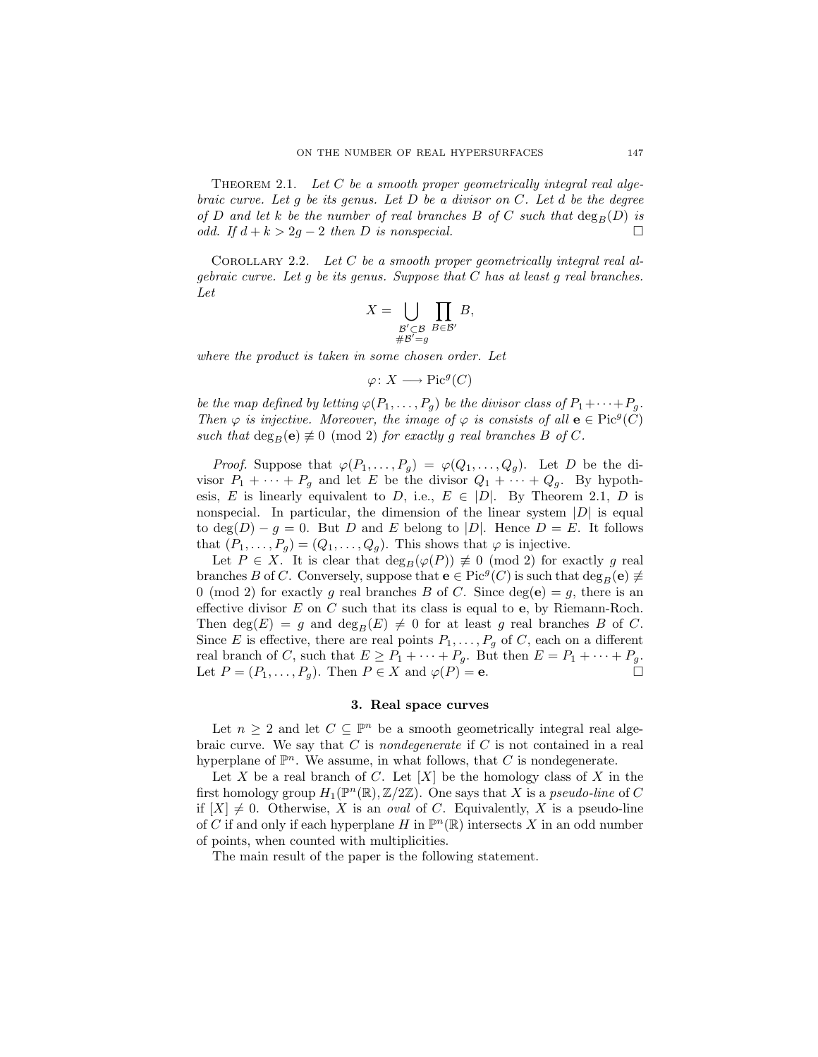Theorem 2.1. *Let $C$ be a smooth proper geometrically integral real algebraic curve. Let $g$ be its genus. Let $D$ be a divisor on $C$. Let $d$ be the degree of $D$ and let $k$ be the number of real branches $B$ of $C$ such that $\deg_B(D)$ is odd. If $d + k > 2g - 2$ then $D$ is nonspecial.* □

Corollary 2.2. *Let $C$ be a smooth proper geometrically integral real algebraic curve. Let $g$ be its genus. Suppose that $C$ has at least $g$ real branches. Let*

$$X = \bigcup_{\substack{\mathcal{B}' \subset \mathcal{B} \\ \#\mathcal{B}' = g}} \prod_{B \in \mathcal{B}'} B,$$

*where the product is taken in some chosen order. Let*

$$\varphi \colon X \longrightarrow \operatorname{Pic}^g(C)$$

*be the map defined by letting $\varphi(P_1, \ldots, P_g)$ be the divisor class of $P_1 + \cdots + P_g$. Then $\varphi$ is injective. Moreover, the image of $\varphi$ is consists of all $\mathbf{e} \in \operatorname{Pic}^g(C)$ such that $\deg_B(\mathbf{e}) \not\equiv 0 \pmod 2$ for exactly $g$ real branches $B$ of $C$.*

*Proof.* Suppose that $\varphi(P_1, \ldots, P_g) = \varphi(Q_1, \ldots, Q_g)$. Let $D$ be the divisor $P_1 + \cdots + P_g$ and let $E$ be the divisor $Q_1 + \cdots + Q_g$. By hypothesis, $E$ is linearly equivalent to $D$, i.e., $E \in |D|$. By Theorem 2.1, $D$ is nonspecial. In particular, the dimension of the linear system $|D|$ is equal to $\deg(D) - g = 0$. But $D$ and $E$ belong to $|D|$. Hence $D = E$. It follows that $(P_1, \ldots, P_g) = (Q_1, \ldots, Q_g)$. This shows that $\varphi$ is injective.

Let $P \in X$. It is clear that $\deg_B(\varphi(P)) \not\equiv 0 \pmod 2$ for exactly $g$ real branches $B$ of $C$. Conversely, suppose that $\mathbf{e} \in \operatorname{Pic}^g(C)$ is such that $\deg_B(\mathbf{e}) \not\equiv 0 \pmod 2$ for exactly $g$ real branches $B$ of $C$. Since $\deg(\mathbf{e}) = g$, there is an effective divisor $E$ on $C$ such that its class is equal to $\mathbf{e}$, by Riemann-Roch. Then $\deg(E) = g$ and $\deg_B(E) \neq 0$ for at least $g$ real branches $B$ of $C$. Since $E$ is effective, there are real points $P_1, \ldots, P_g$ of $C$, each on a different real branch of $C$, such that $E \geq P_1 + \cdots + P_g$. But then $E = P_1 + \cdots + P_g$. Let $P = (P_1, \ldots, P_g)$. Then $P \in X$ and $\varphi(P) = \mathbf{e}$. □

## 3. Real space curves

Let $n \geq 2$ and let $C \subseteq \mathbb{P}^n$ be a smooth geometrically integral real algebraic curve. We say that $C$ is *nondegenerate* if $C$ is not contained in a real hyperplane of $\mathbb{P}^n$. We assume, in what follows, that $C$ is nondegenerate.

Let $X$ be a real branch of $C$. Let $[X]$ be the homology class of $X$ in the first homology group $H_1(\mathbb{P}^n(\mathbb{R}), \mathbb{Z}/2\mathbb{Z})$. One says that $X$ is a *pseudo-line* of $C$ if $[X] \neq 0$. Otherwise, $X$ is an *oval* of $C$. Equivalently, $X$ is a pseudo-line of $C$ if and only if each hyperplane $H$ in $\mathbb{P}^n(\mathbb{R})$ intersects $X$ in an odd number of points, when counted with multiplicities.

The main result of the paper is the following statement.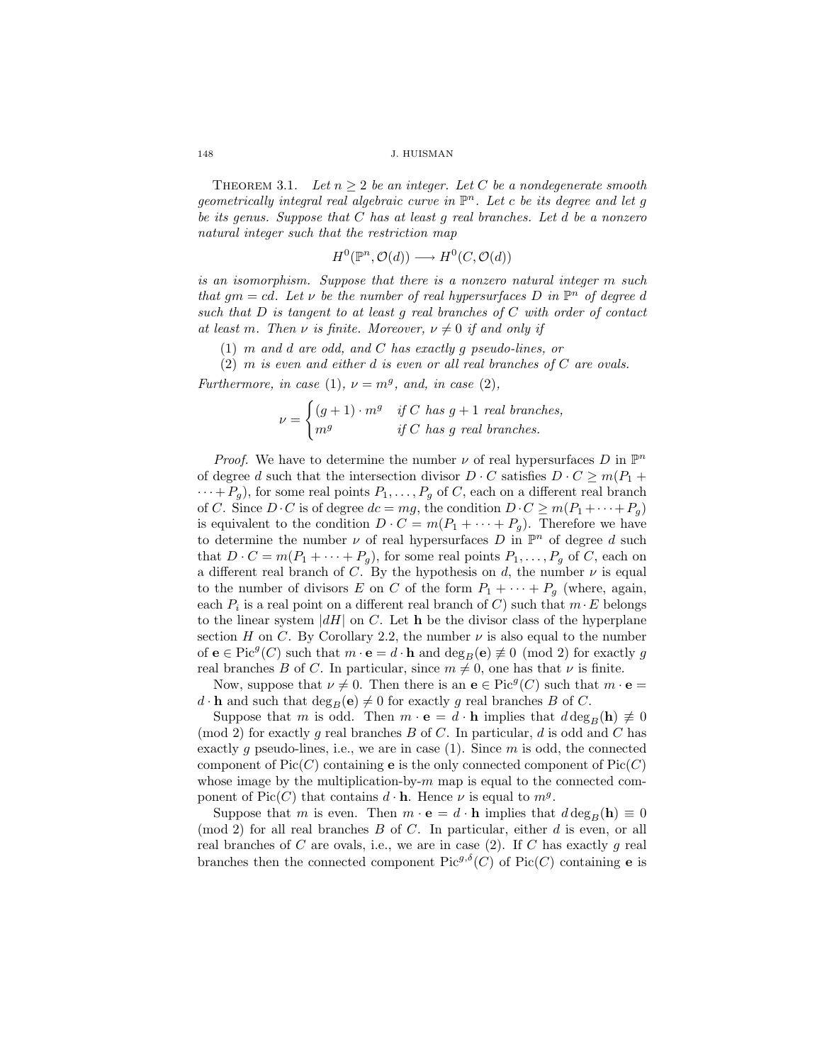**Theorem 3.1.** *Let $n \geq 2$ be an integer. Let $C$ be a nondegenerate smooth geometrically integral real algebraic curve in $\mathbb{P}^n$. Let $c$ be its degree and let $g$ be its genus. Suppose that $C$ has at least $g$ real branches. Let $d$ be a nonzero natural integer such that the restriction map*

$$H^0(\mathbb{P}^n, \mathcal{O}(d)) \longrightarrow H^0(C, \mathcal{O}(d))$$

*is an isomorphism. Suppose that there is a nonzero natural integer $m$ such that $gm = cd$. Let $\nu$ be the number of real hypersurfaces $D$ in $\mathbb{P}^n$ of degree $d$ such that $D$ is tangent to at least $g$ real branches of $C$ with order of contact at least $m$. Then $\nu$ is finite. Moreover, $\nu \neq 0$ if and only if*

(1) *$m$ and $d$ are odd, and $C$ has exactly $g$ pseudo-lines, or*

(2) *$m$ is even and either $d$ is even or all real branches of $C$ are ovals.*

*Furthermore, in case* (1), *$\nu = m^g$, and, in case* (2),

$$\nu = \begin{cases} (g+1) \cdot m^g & \text{if } C \text{ has } g+1 \text{ real branches,} \\ m^g & \text{if } C \text{ has } g \text{ real branches.} \end{cases}$$

*Proof.* We have to determine the number $\nu$ of real hypersurfaces $D$ in $\mathbb{P}^n$ of degree $d$ such that the intersection divisor $D \cdot C$ satisfies $D \cdot C \geq m(P_1 + \cdots + P_g)$, for some real points $P_1, \ldots, P_g$ of $C$, each on a different real branch of $C$. Since $D \cdot C$ is of degree $dc = mg$, the condition $D \cdot C \geq m(P_1 + \cdots + P_g)$ is equivalent to the condition $D \cdot C = m(P_1 + \cdots + P_g)$. Therefore we have to determine the number $\nu$ of real hypersurfaces $D$ in $\mathbb{P}^n$ of degree $d$ such that $D \cdot C = m(P_1 + \cdots + P_g)$, for some real points $P_1, \ldots, P_g$ of $C$, each on a different real branch of $C$. By the hypothesis on $d$, the number $\nu$ is equal to the number of divisors $E$ on $C$ of the form $P_1 + \cdots + P_g$ (where, again, each $P_i$ is a real point on a different real branch of $C$) such that $m \cdot E$ belongs to the linear system $|dH|$ on $C$. Let $\mathbf{h}$ be the divisor class of the hyperplane section $H$ on $C$. By Corollary 2.2, the number $\nu$ is also equal to the number of $\mathbf{e} \in \mathrm{Pic}^g(C)$ such that $m \cdot \mathbf{e} = d \cdot \mathbf{h}$ and $\deg_B(\mathbf{e}) \not\equiv 0 \pmod 2$ for exactly $g$ real branches $B$ of $C$. In particular, since $m \neq 0$, one has that $\nu$ is finite.

Now, suppose that $\nu \neq 0$. Then there is an $\mathbf{e} \in \mathrm{Pic}^g(C)$ such that $m \cdot \mathbf{e} = d \cdot \mathbf{h}$ and such that $\deg_B(\mathbf{e}) \neq 0$ for exactly $g$ real branches $B$ of $C$.

Suppose that $m$ is odd. Then $m \cdot \mathbf{e} = d \cdot \mathbf{h}$ implies that $d \deg_B(\mathbf{h}) \not\equiv 0 \pmod 2$ for exactly $g$ real branches $B$ of $C$. In particular, $d$ is odd and $C$ has exactly $g$ pseudo-lines, i.e., we are in case (1). Since $m$ is odd, the connected component of $\mathrm{Pic}(C)$ containing $\mathbf{e}$ is the only connected component of $\mathrm{Pic}(C)$ whose image by the multiplication-by-$m$ map is equal to the connected component of $\mathrm{Pic}(C)$ that contains $d \cdot \mathbf{h}$. Hence $\nu$ is equal to $m^g$.

Suppose that $m$ is even. Then $m \cdot \mathbf{e} = d \cdot \mathbf{h}$ implies that $d \deg_B(\mathbf{h}) \equiv 0 \pmod 2$ for all real branches $B$ of $C$. In particular, either $d$ is even, or all real branches of $C$ are ovals, i.e., we are in case (2). If $C$ has exactly $g$ real branches then the connected component $\mathrm{Pic}^{g,\delta}(C)$ of $\mathrm{Pic}(C)$ containing $\mathbf{e}$ is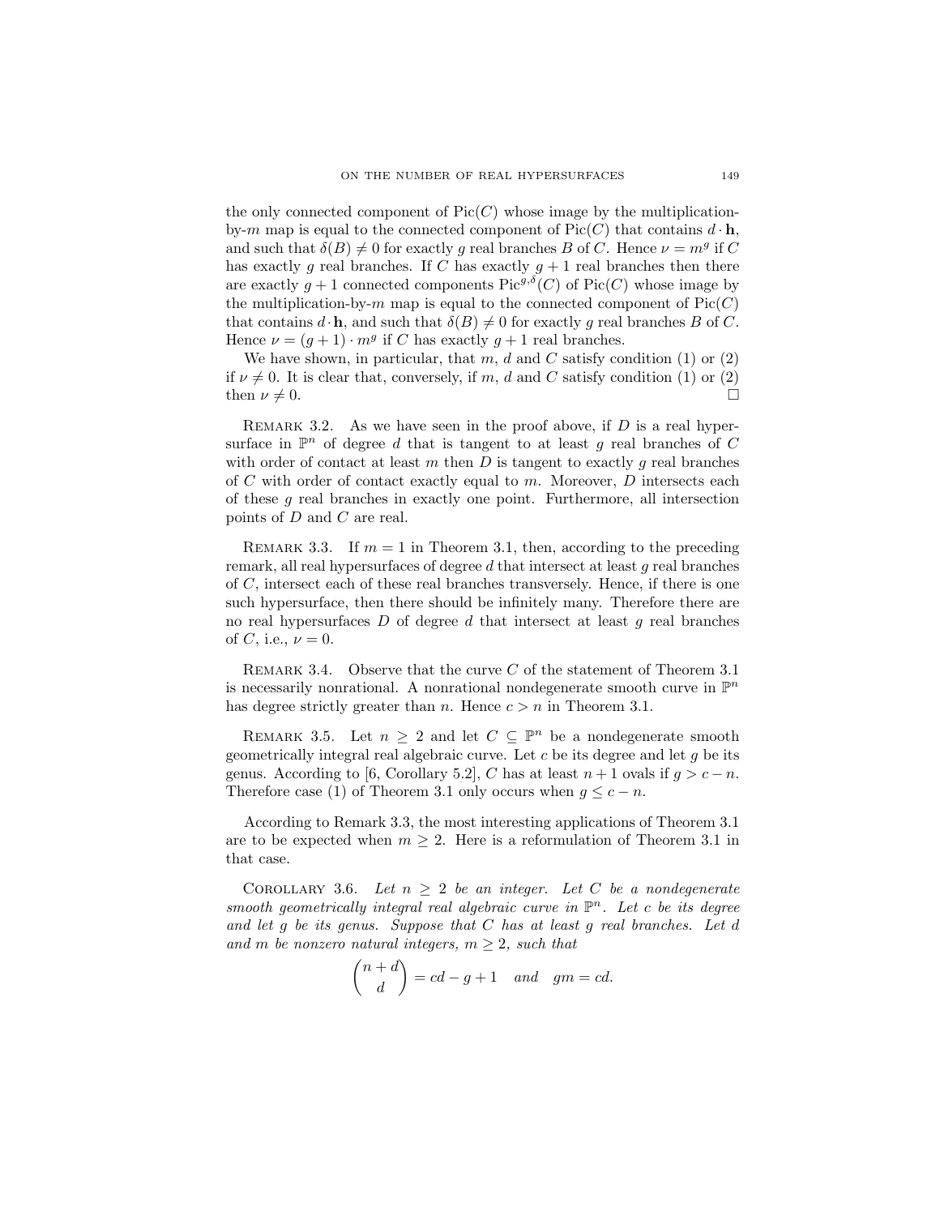the only connected component of $\mathrm{Pic}(C)$ whose image by the multiplication-by-$m$ map is equal to the connected component of $\mathrm{Pic}(C)$ that contains $d \cdot \mathbf{h}$, and such that $\delta(B) \neq 0$ for exactly $g$ real branches $B$ of $C$. Hence $\nu = m^g$ if $C$ has exactly $g$ real branches. If $C$ has exactly $g+1$ real branches then there are exactly $g+1$ connected components $\mathrm{Pic}^{g,\delta}(C)$ of $\mathrm{Pic}(C)$ whose image by the multiplication-by-$m$ map is equal to the connected component of $\mathrm{Pic}(C)$ that contains $d \cdot \mathbf{h}$, and such that $\delta(B) \neq 0$ for exactly $g$ real branches $B$ of $C$. Hence $\nu = (g+1) \cdot m^g$ if $C$ has exactly $g+1$ real branches.

We have shown, in particular, that $m$, $d$ and $C$ satisfy condition (1) or (2) if $\nu \neq 0$. It is clear that, conversely, if $m$, $d$ and $C$ satisfy condition (1) or (2) then $\nu \neq 0$. □

Remark 3.2. As we have seen in the proof above, if $D$ is a real hypersurface in $\mathbb{P}^n$ of degree $d$ that is tangent to at least $g$ real branches of $C$ with order of contact at least $m$ then $D$ is tangent to exactly $g$ real branches of $C$ with order of contact exactly equal to $m$. Moreover, $D$ intersects each of these $g$ real branches in exactly one point. Furthermore, all intersection points of $D$ and $C$ are real.

Remark 3.3. If $m = 1$ in Theorem 3.1, then, according to the preceding remark, all real hypersurfaces of degree $d$ that intersect at least $g$ real branches of $C$, intersect each of these real branches transversely. Hence, if there is one such hypersurface, then there should be infinitely many. Therefore there are no real hypersurfaces $D$ of degree $d$ that intersect at least $g$ real branches of $C$, i.e., $\nu = 0$.

Remark 3.4. Observe that the curve $C$ of the statement of Theorem 3.1 is necessarily nonrational. A nonrational nondegenerate smooth curve in $\mathbb{P}^n$ has degree strictly greater than $n$. Hence $c > n$ in Theorem 3.1.

Remark 3.5. Let $n \geq 2$ and let $C \subseteq \mathbb{P}^n$ be a nondegenerate smooth geometrically integral real algebraic curve. Let $c$ be its degree and let $g$ be its genus. According to [6, Corollary 5.2], $C$ has at least $n+1$ ovals if $g > c - n$. Therefore case (1) of Theorem 3.1 only occurs when $g \leq c - n$.

According to Remark 3.3, the most interesting applications of Theorem 3.1 are to be expected when $m \geq 2$. Here is a reformulation of Theorem 3.1 in that case.

Corollary 3.6. *Let $n \geq 2$ be an integer. Let $C$ be a nondegenerate smooth geometrically integral real algebraic curve in $\mathbb{P}^n$. Let $c$ be its degree and let $g$ be its genus. Suppose that $C$ has at least $g$ real branches. Let $d$ and $m$ be nonzero natural integers, $m \geq 2$, such that*

$$\binom{n+d}{d} = cd - g + 1 \quad \text{and} \quad gm = cd.$$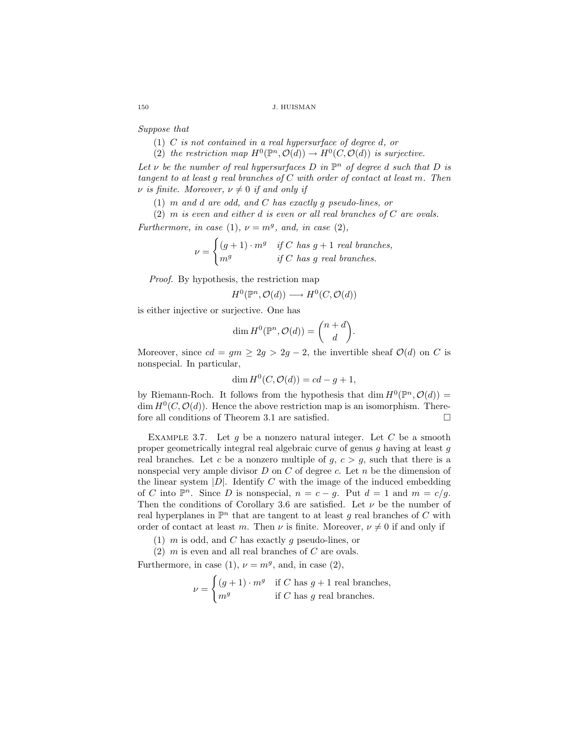*Suppose that*

1. *$C$ is not contained in a real hypersurface of degree $d$, or*
2. *the restriction map $H^0(\mathbb{P}^n, \mathcal{O}(d)) \to H^0(C, \mathcal{O}(d))$ is surjective.*

*Let $\nu$ be the number of real hypersurfaces $D$ in $\mathbb{P}^n$ of degree $d$ such that $D$ is tangent to at least $g$ real branches of $C$ with order of contact at least $m$. Then $\nu$ is finite. Moreover, $\nu \neq 0$ if and only if*

1. *$m$ and $d$ are odd, and $C$ has exactly $g$ pseudo-lines, or*
2. *$m$ is even and either $d$ is even or all real branches of $C$ are ovals.*

*Furthermore, in case (1), $\nu = m^g$, and, in case (2),*

$$\nu = \begin{cases} (g+1) \cdot m^g & \text{if } C \text{ has } g+1 \text{ real branches,} \\ m^g & \text{if } C \text{ has } g \text{ real branches.} \end{cases}$$

*Proof.* By hypothesis, the restriction map

$$H^0(\mathbb{P}^n, \mathcal{O}(d)) \longrightarrow H^0(C, \mathcal{O}(d))$$

is either injective or surjective. One has

$$\dim H^0(\mathbb{P}^n, \mathcal{O}(d)) = \binom{n+d}{d}.$$

Moreover, since $cd = gm \geq 2g > 2g - 2$, the invertible sheaf $\mathcal{O}(d)$ on $C$ is nonspecial. In particular,

$$\dim H^0(C, \mathcal{O}(d)) = cd - g + 1,$$

by Riemann-Roch. It follows from the hypothesis that $\dim H^0(\mathbb{P}^n, \mathcal{O}(d)) = \dim H^0(C, \mathcal{O}(d))$. Hence the above restriction map is an isomorphism. Therefore all conditions of Theorem 3.1 are satisfied. □

Example 3.7. Let $g$ be a nonzero natural integer. Let $C$ be a smooth proper geometrically integral real algebraic curve of genus $g$ having at least $g$ real branches. Let $c$ be a nonzero multiple of $g$, $c > g$, such that there is a nonspecial very ample divisor $D$ on $C$ of degree $c$. Let $n$ be the dimension of the linear system $|D|$. Identify $C$ with the image of the induced embedding of $C$ into $\mathbb{P}^n$. Since $D$ is nonspecial, $n = c - g$. Put $d = 1$ and $m = c/g$. Then the conditions of Corollary 3.6 are satisfied. Let $\nu$ be the number of real hyperplanes in $\mathbb{P}^n$ that are tangent to at least $g$ real branches of $C$ with order of contact at least $m$. Then $\nu$ is finite. Moreover, $\nu \neq 0$ if and only if

1. $m$ is odd, and $C$ has exactly $g$ pseudo-lines, or
2. $m$ is even and all real branches of $C$ are ovals.

Furthermore, in case (1), $\nu = m^g$, and, in case (2),

$$\nu = \begin{cases} (g+1) \cdot m^g & \text{if } C \text{ has } g+1 \text{ real branches,} \\ m^g & \text{if } C \text{ has } g \text{ real branches.} \end{cases}$$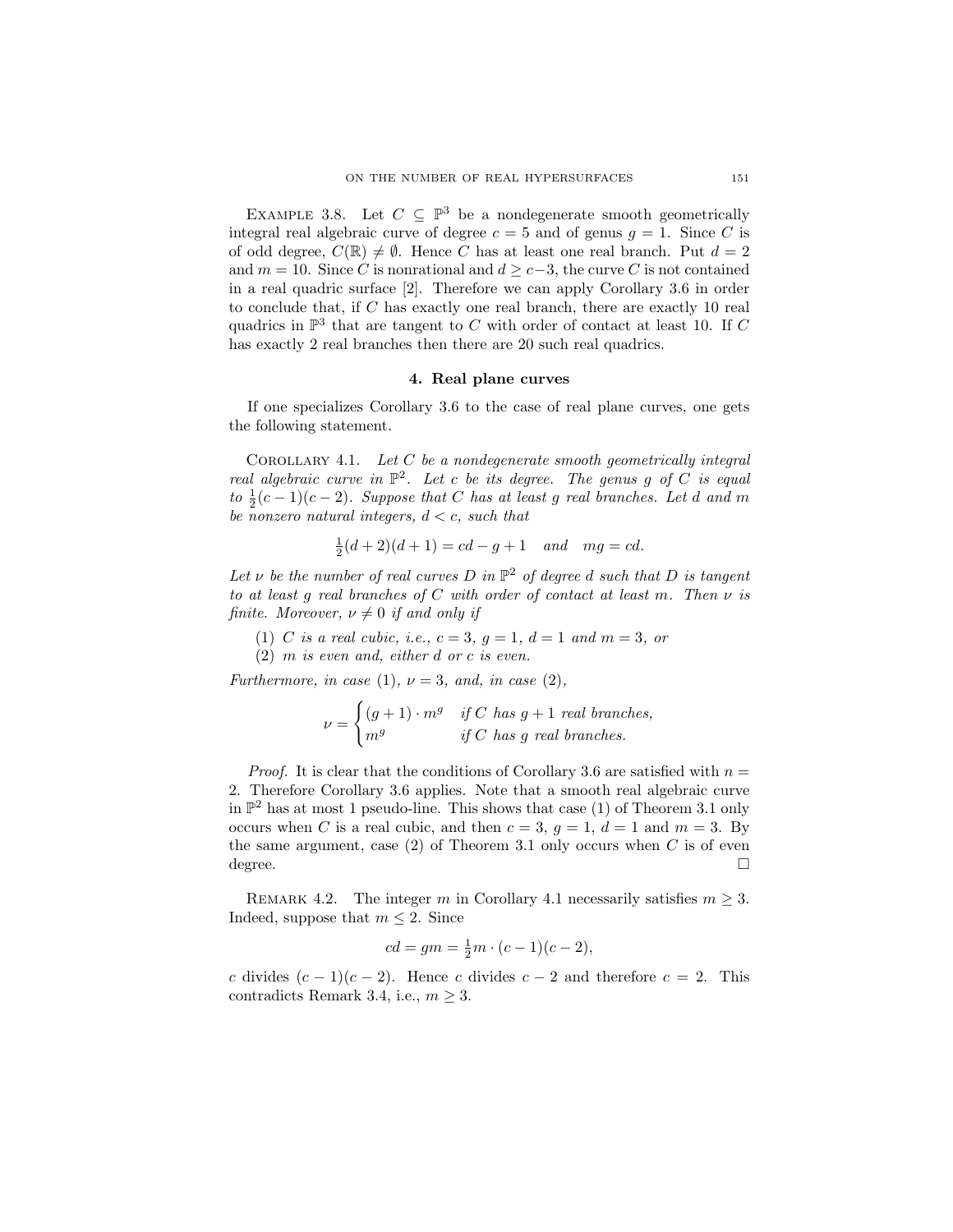Example 3.8. Let $C \subseteq \mathbb{P}^3$ be a nondegenerate smooth geometrically integral real algebraic curve of degree $c = 5$ and of genus $g = 1$. Since $C$ is of odd degree, $C(\mathbb{R}) \neq \emptyset$. Hence $C$ has at least one real branch. Put $d = 2$ and $m = 10$. Since $C$ is nonrational and $d \geq c-3$, the curve $C$ is not contained in a real quadric surface [2]. Therefore we can apply Corollary 3.6 in order to conclude that, if $C$ has exactly one real branch, there are exactly 10 real quadrics in $\mathbb{P}^3$ that are tangent to $C$ with order of contact at least 10. If $C$ has exactly 2 real branches then there are 20 such real quadrics.

## 4. Real plane curves

If one specializes Corollary 3.6 to the case of real plane curves, one gets the following statement.

Corollary 4.1. *Let $C$ be a nondegenerate smooth geometrically integral real algebraic curve in $\mathbb{P}^2$. Let $c$ be its degree. The genus $g$ of $C$ is equal to $\frac{1}{2}(c-1)(c-2)$. Suppose that $C$ has at least $g$ real branches. Let $d$ and $m$ be nonzero natural integers, $d < c$, such that*

$$\tfrac{1}{2}(d+2)(d+1) = cd - g + 1 \quad \text{and} \quad mg = cd.$$

*Let $\nu$ be the number of real curves $D$ in $\mathbb{P}^2$ of degree $d$ such that $D$ is tangent to at least $g$ real branches of $C$ with order of contact at least $m$. Then $\nu$ is finite. Moreover, $\nu \neq 0$ if and only if*

1. *$C$ is a real cubic, i.e., $c = 3$, $g = 1$, $d = 1$ and $m = 3$, or*
2. *$m$ is even and, either $d$ or $c$ is even.*

*Furthermore, in case (1), $\nu = 3$, and, in case (2),*

$$\nu = \begin{cases} (g+1)\cdot m^g & \text{if } C \text{ has } g+1 \text{ real branches,} \\ m^g & \text{if } C \text{ has } g \text{ real branches.} \end{cases}$$

*Proof.* It is clear that the conditions of Corollary 3.6 are satisfied with $n = 2$. Therefore Corollary 3.6 applies. Note that a smooth real algebraic curve in $\mathbb{P}^2$ has at most 1 pseudo-line. This shows that case (1) of Theorem 3.1 only occurs when $C$ is a real cubic, and then $c = 3$, $g = 1$, $d = 1$ and $m = 3$. By the same argument, case (2) of Theorem 3.1 only occurs when $C$ is of even degree. $\square$

Remark 4.2. The integer $m$ in Corollary 4.1 necessarily satisfies $m \geq 3$. Indeed, suppose that $m \leq 2$. Since

$$cd = gm = \tfrac{1}{2}m \cdot (c-1)(c-2),$$

$c$ divides $(c-1)(c-2)$. Hence $c$ divides $c-2$ and therefore $c = 2$. This contradicts Remark 3.4, i.e., $m \geq 3$.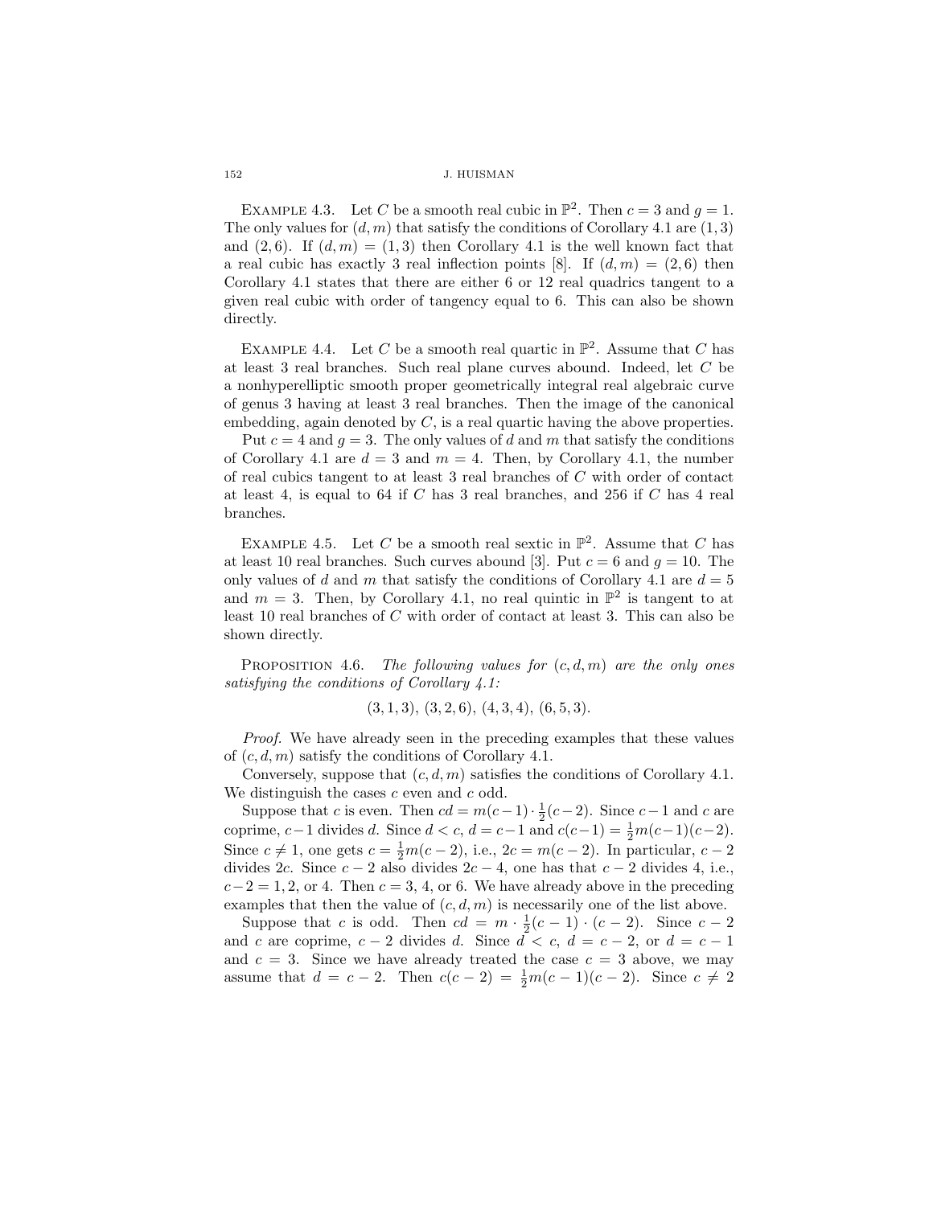Example 4.3. Let $C$ be a smooth real cubic in $\mathbb{P}^2$. Then $c = 3$ and $g = 1$. The only values for $(d, m)$ that satisfy the conditions of Corollary 4.1 are $(1, 3)$ and $(2, 6)$. If $(d, m) = (1, 3)$ then Corollary 4.1 is the well known fact that a real cubic has exactly 3 real inflection points [8]. If $(d, m) = (2, 6)$ then Corollary 4.1 states that there are either 6 or 12 real quadrics tangent to a given real cubic with order of tangency equal to 6. This can also be shown directly.

Example 4.4. Let $C$ be a smooth real quartic in $\mathbb{P}^2$. Assume that $C$ has at least 3 real branches. Such real plane curves abound. Indeed, let $C$ be a nonhyperelliptic smooth proper geometrically integral real algebraic curve of genus 3 having at least 3 real branches. Then the image of the canonical embedding, again denoted by $C$, is a real quartic having the above properties.

Put $c = 4$ and $g = 3$. The only values of $d$ and $m$ that satisfy the conditions of Corollary 4.1 are $d = 3$ and $m = 4$. Then, by Corollary 4.1, the number of real cubics tangent to at least 3 real branches of $C$ with order of contact at least 4, is equal to 64 if $C$ has 3 real branches, and 256 if $C$ has 4 real branches.

Example 4.5. Let $C$ be a smooth real sextic in $\mathbb{P}^2$. Assume that $C$ has at least 10 real branches. Such curves abound [3]. Put $c = 6$ and $g = 10$. The only values of $d$ and $m$ that satisfy the conditions of Corollary 4.1 are $d = 5$ and $m = 3$. Then, by Corollary 4.1, no real quintic in $\mathbb{P}^2$ is tangent to at least 10 real branches of $C$ with order of contact at least 3. This can also be shown directly.

Proposition 4.6. *The following values for $(c, d, m)$ are the only ones satisfying the conditions of Corollary 4.1:*

$$(3, 1, 3),\ (3, 2, 6),\ (4, 3, 4),\ (6, 5, 3).$$

*Proof.* We have already seen in the preceding examples that these values of $(c, d, m)$ satisfy the conditions of Corollary 4.1.

Conversely, suppose that $(c, d, m)$ satisfies the conditions of Corollary 4.1. We distinguish the cases $c$ even and $c$ odd.

Suppose that $c$ is even. Then $cd = m(c-1) \cdot \frac{1}{2}(c-2)$. Since $c-1$ and $c$ are coprime, $c-1$ divides $d$. Since $d < c$, $d = c-1$ and $c(c-1) = \frac{1}{2}m(c-1)(c-2)$. Since $c \neq 1$, one gets $c = \frac{1}{2}m(c-2)$, i.e., $2c = m(c-2)$. In particular, $c-2$ divides $2c$. Since $c-2$ also divides $2c-4$, one has that $c-2$ divides 4, i.e., $c-2 = 1, 2$, or 4. Then $c = 3$, 4, or 6. We have already above in the preceding examples that then the value of $(c, d, m)$ is necessarily one of the list above.

Suppose that $c$ is odd. Then $cd = m \cdot \frac{1}{2}(c-1) \cdot (c-2)$. Since $c-2$ and $c$ are coprime, $c-2$ divides $d$. Since $d < c$, $d = c-2$, or $d = c-1$ and $c = 3$. Since we have already treated the case $c = 3$ above, we may assume that $d = c-2$. Then $c(c-2) = \frac{1}{2}m(c-1)(c-2)$. Since $c \neq 2$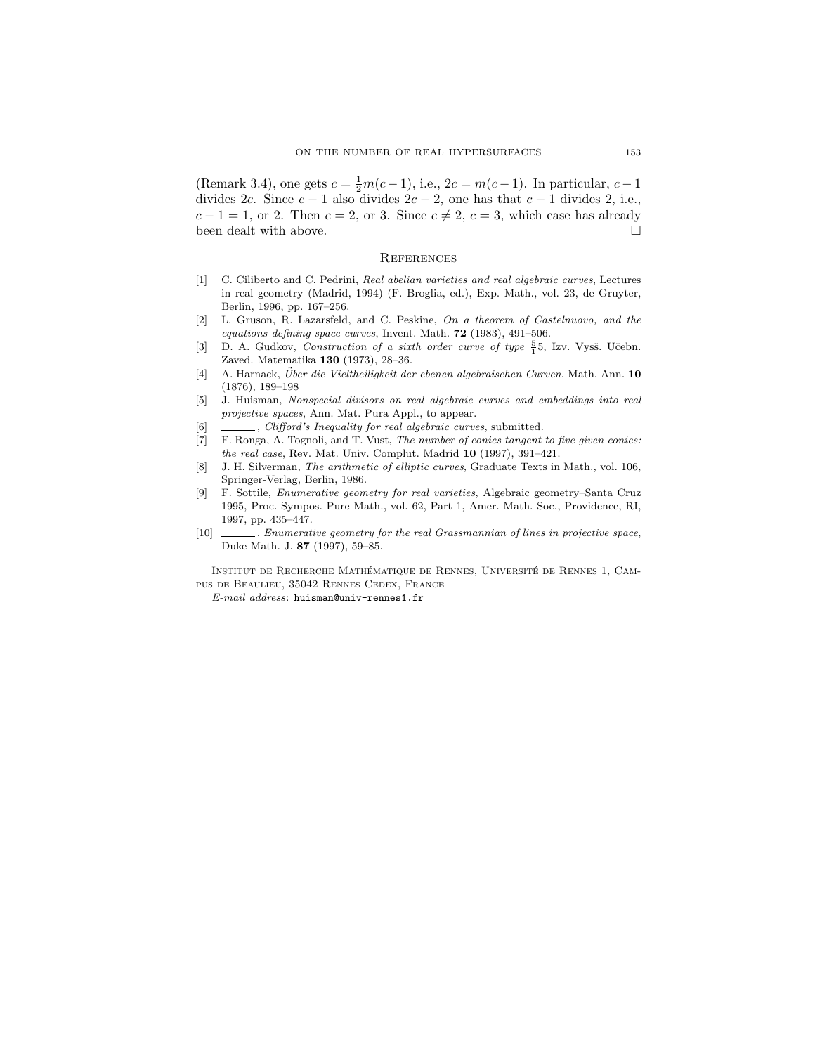(Remark 3.4), one gets $c = \frac{1}{2}m(c-1)$, i.e., $2c = m(c-1)$. In particular, $c-1$ divides $2c$. Since $c-1$ also divides $2c-2$, one has that $c-1$ divides 2, i.e., $c-1 = 1$, or 2. Then $c = 2$, or 3. Since $c \neq 2$, $c = 3$, which case has already been dealt with above. □

## References

[1] C. Ciliberto and C. Pedrini, *Real abelian varieties and real algebraic curves*, Lectures in real geometry (Madrid, 1994) (F. Broglia, ed.), Exp. Math., vol. 23, de Gruyter, Berlin, 1996, pp. 167–256.

[2] L. Gruson, R. Lazarsfeld, and C. Peskine, *On a theorem of Castelnuovo, and the equations defining space curves*, Invent. Math. **72** (1983), 491–506.

[3] D. A. Gudkov, *Construction of a sixth order curve of type $\frac{5}{1}5$*, Izv. Vysš. Učebn. Zaved. Matematika **130** (1973), 28–36.

[4] A. Harnack, *Über die Vieltheiligkeit der ebenen algebraischen Curven*, Math. Ann. **10** (1876), 189–198

[5] J. Huisman, *Nonspecial divisors on real algebraic curves and embeddings into real projective spaces*, Ann. Mat. Pura Appl., to appear.

[6] ———, *Clifford's Inequality for real algebraic curves*, submitted.

[7] F. Ronga, A. Tognoli, and T. Vust, *The number of conics tangent to five given conics: the real case*, Rev. Mat. Univ. Complut. Madrid **10** (1997), 391–421.

[8] J. H. Silverman, *The arithmetic of elliptic curves*, Graduate Texts in Math., vol. 106, Springer-Verlag, Berlin, 1986.

[9] F. Sottile, *Enumerative geometry for real varieties*, Algebraic geometry–Santa Cruz 1995, Proc. Sympos. Pure Math., vol. 62, Part 1, Amer. Math. Soc., Providence, RI, 1997, pp. 435–447.

[10] ———, *Enumerative geometry for the real Grassmannian of lines in projective space*, Duke Math. J. **87** (1997), 59–85.

Institut de Recherche Mathématique de Rennes, Université de Rennes 1, Campus de Beaulieu, 35042 Rennes Cedex, France

*E-mail address*: huisman@univ-rennes1.fr